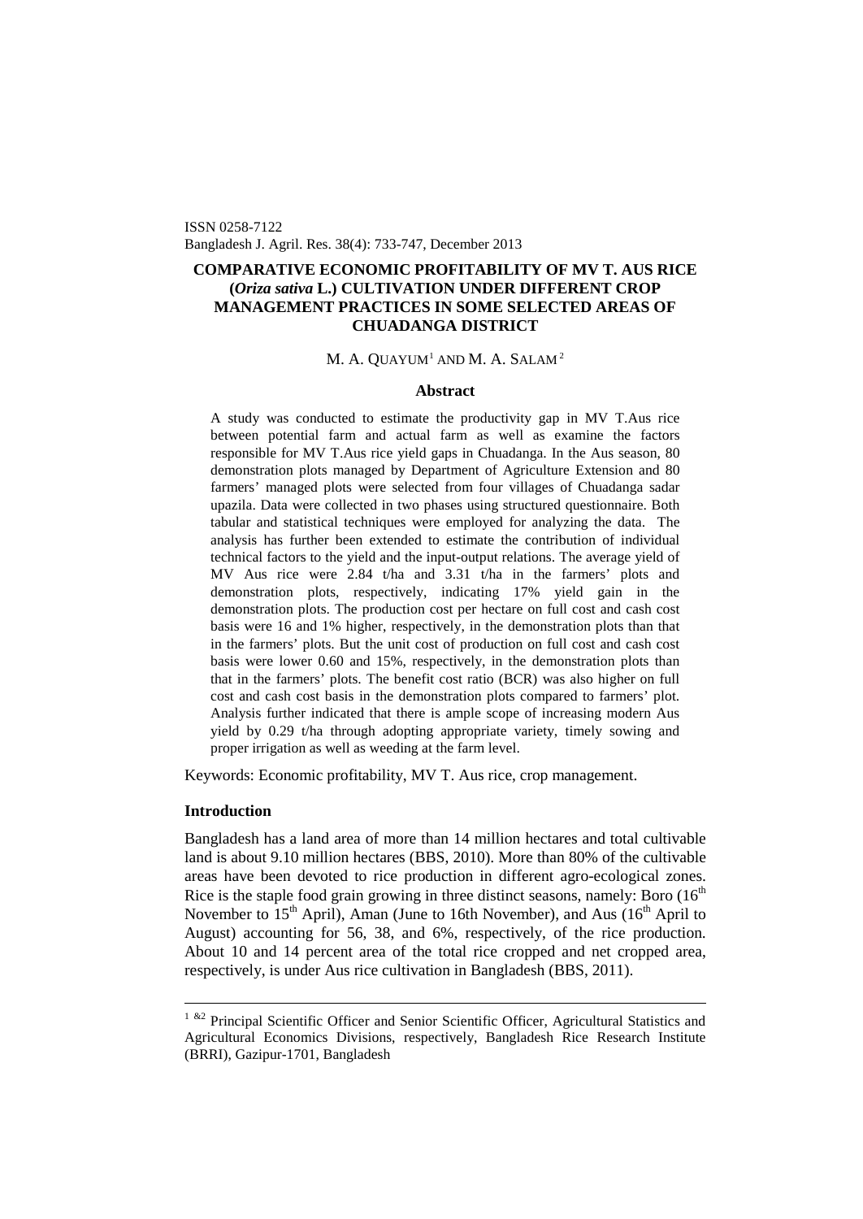ISSN 0258-7122
Bangladesh J. Agril. Res. 38(4): 733-747, December 2013

# COMPARATIVE ECONOMIC PROFITABILITY OF MV T. AUS RICE (*Oriza sativa* L.) CULTIVATION UNDER DIFFERENT CROP MANAGEMENT PRACTICES IN SOME SELECTED AREAS OF CHUADANGA DISTRICT

M. A. QUAYUM[1] AND M. A. SALAM[2]

## Abstract

A study was conducted to estimate the productivity gap in MV T.Aus rice between potential farm and actual farm as well as examine the factors responsible for MV T.Aus rice yield gaps in Chuadanga. In the Aus season, 80 demonstration plots managed by Department of Agriculture Extension and 80 farmers' managed plots were selected from four villages of Chuadanga sadar upazila. Data were collected in two phases using structured questionnaire. Both tabular and statistical techniques were employed for analyzing the data. The analysis has further been extended to estimate the contribution of individual technical factors to the yield and the input-output relations. The average yield of MV Aus rice were 2.84 t/ha and 3.31 t/ha in the farmers' plots and demonstration plots, respectively, indicating 17% yield gain in the demonstration plots. The production cost per hectare on full cost and cash cost basis were 16 and 1% higher, respectively, in the demonstration plots than that in the farmers' plots. But the unit cost of production on full cost and cash cost basis were lower 0.60 and 15%, respectively, in the demonstration plots than that in the farmers' plots. The benefit cost ratio (BCR) was also higher on full cost and cash cost basis in the demonstration plots compared to farmers' plot. Analysis further indicated that there is ample scope of increasing modern Aus yield by 0.29 t/ha through adopting appropriate variety, timely sowing and proper irrigation as well as weeding at the farm level.

Keywords: Economic profitability, MV T. Aus rice, crop management.

## Introduction

Bangladesh has a land area of more than 14 million hectares and total cultivable land is about 9.10 million hectares (BBS, 2010). More than 80% of the cultivable areas have been devoted to rice production in different agro-ecological zones. Rice is the staple food grain growing in three distinct seasons, namely: Boro (16$^{th}$ November to 15$^{th}$ April), Aman (June to 16th November), and Aus (16$^{th}$ April to August) accounting for 56, 38, and 6%, respectively, of the rice production. About 10 and 14 percent area of the total rice cropped and net cropped area, respectively, is under Aus rice cultivation in Bangladesh (BBS, 2011).

---

[1] &[2] Principal Scientific Officer and Senior Scientific Officer, Agricultural Statistics and Agricultural Economics Divisions, respectively, Bangladesh Rice Research Institute (BRRI), Gazipur-1701, Bangladesh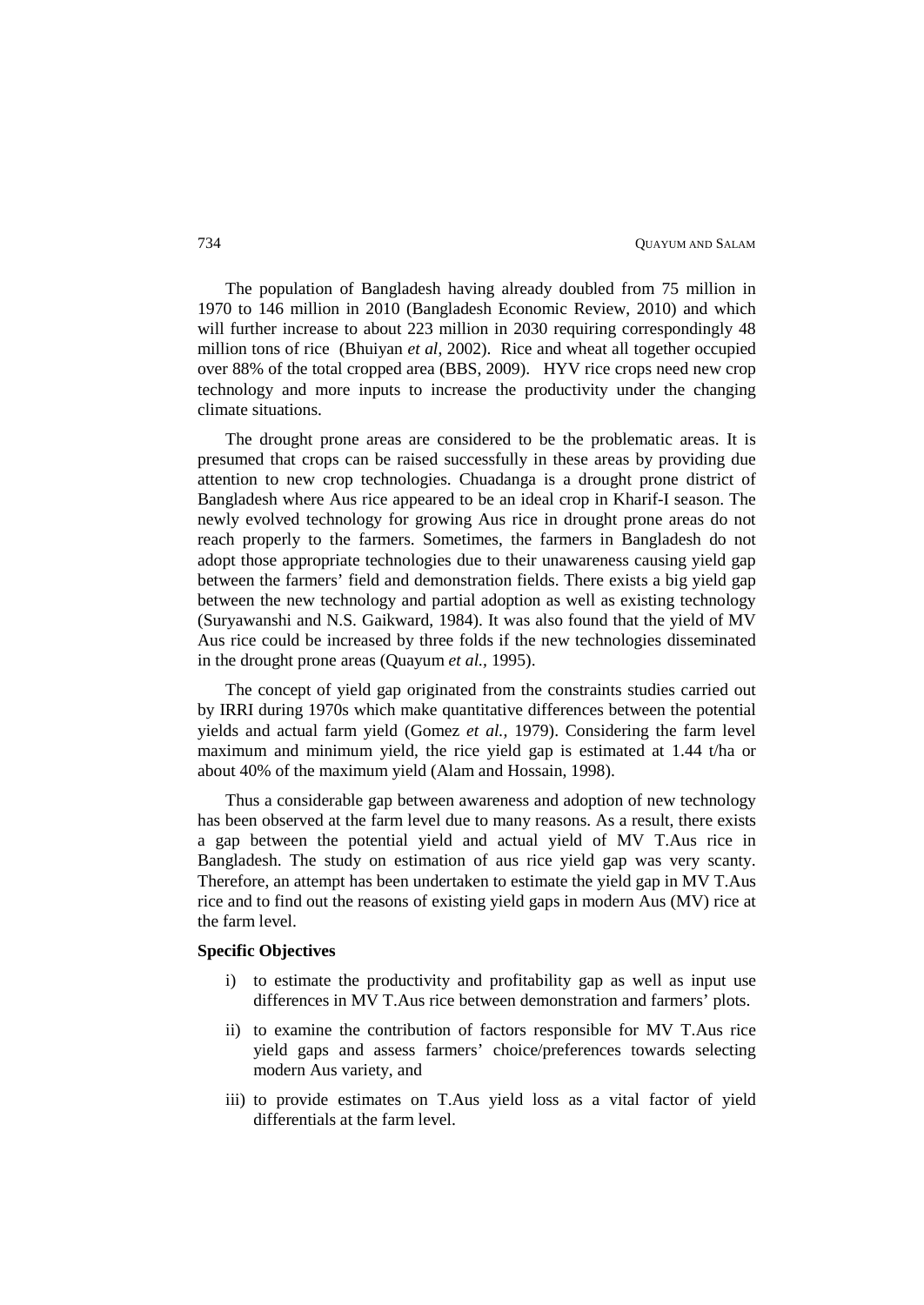The population of Bangladesh having already doubled from 75 million in 1970 to 146 million in 2010 (Bangladesh Economic Review, 2010) and which will further increase to about 223 million in 2030 requiring correspondingly 48 million tons of rice (Bhuiyan *et al*, 2002). Rice and wheat all together occupied over 88% of the total cropped area (BBS, 2009). HYV rice crops need new crop technology and more inputs to increase the productivity under the changing climate situations.

The drought prone areas are considered to be the problematic areas. It is presumed that crops can be raised successfully in these areas by providing due attention to new crop technologies. Chuadanga is a drought prone district of Bangladesh where Aus rice appeared to be an ideal crop in Kharif-I season. The newly evolved technology for growing Aus rice in drought prone areas do not reach properly to the farmers. Sometimes, the farmers in Bangladesh do not adopt those appropriate technologies due to their unawareness causing yield gap between the farmers' field and demonstration fields. There exists a big yield gap between the new technology and partial adoption as well as existing technology (Suryawanshi and N.S. Gaikward, 1984). It was also found that the yield of MV Aus rice could be increased by three folds if the new technologies disseminated in the drought prone areas (Quayum *et al.,* 1995).

The concept of yield gap originated from the constraints studies carried out by IRRI during 1970s which make quantitative differences between the potential yields and actual farm yield (Gomez *et al.,* 1979). Considering the farm level maximum and minimum yield, the rice yield gap is estimated at 1.44 t/ha or about 40% of the maximum yield (Alam and Hossain, 1998).

Thus a considerable gap between awareness and adoption of new technology has been observed at the farm level due to many reasons. As a result, there exists a gap between the potential yield and actual yield of MV T.Aus rice in Bangladesh. The study on estimation of aus rice yield gap was very scanty. Therefore, an attempt has been undertaken to estimate the yield gap in MV T.Aus rice and to find out the reasons of existing yield gaps in modern Aus (MV) rice at the farm level.

**Specific Objectives**

i) to estimate the productivity and profitability gap as well as input use differences in MV T.Aus rice between demonstration and farmers' plots.

ii) to examine the contribution of factors responsible for MV T.Aus rice yield gaps and assess farmers' choice/preferences towards selecting modern Aus variety, and

iii) to provide estimates on T.Aus yield loss as a vital factor of yield differentials at the farm level.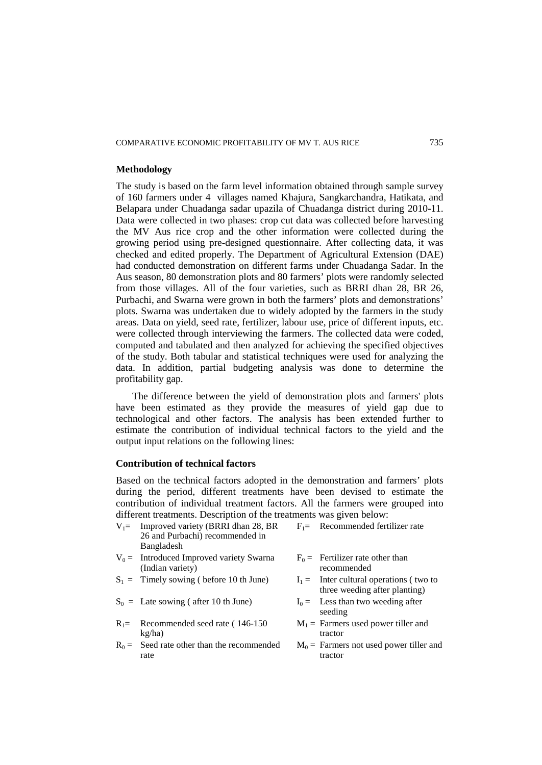## Methodology

The study is based on the farm level information obtained through sample survey of 160 farmers under 4 villages named Khajura, Sangkarchandra, Hatikata, and Belapara under Chuadanga sadar upazila of Chuadanga district during 2010-11. Data were collected in two phases: crop cut data was collected before harvesting the MV Aus rice crop and the other information were collected during the growing period using pre-designed questionnaire. After collecting data, it was checked and edited properly. The Department of Agricultural Extension (DAE) had conducted demonstration on different farms under Chuadanga Sadar. In the Aus season, 80 demonstration plots and 80 farmers' plots were randomly selected from those villages. All of the four varieties, such as BRRI dhan 28, BR 26, Purbachi, and Swarna were grown in both the farmers' plots and demonstrations' plots. Swarna was undertaken due to widely adopted by the farmers in the study areas. Data on yield, seed rate, fertilizer, labour use, price of different inputs, etc. were collected through interviewing the farmers. The collected data were coded, computed and tabulated and then analyzed for achieving the specified objectives of the study. Both tabular and statistical techniques were used for analyzing the data. In addition, partial budgeting analysis was done to determine the profitability gap.

The difference between the yield of demonstration plots and farmers' plots have been estimated as they provide the measures of yield gap due to technological and other factors. The analysis has been extended further to estimate the contribution of individual technical factors to the yield and the output input relations on the following lines:

### Contribution of technical factors

Based on the technical factors adopted in the demonstration and farmers' plots during the period, different treatments have been devised to estimate the contribution of individual treatment factors. All the farmers were grouped into different treatments. Description of the treatments was given below:

- $V_1$ = Improved variety (BRRI dhan 28, BR 26 and Purbachi) recommended in Bangladesh
- $V_0$ = Introduced Improved variety Swarna (Indian variety)
- $S_1$ = Timely sowing ( before 10 th June)
- $S_0$ = Late sowing ( after 10 th June)
- $R_1$ = Recommended seed rate ( 146-150 kg/ha)
- $R_0$ = Seed rate other than the recommended rate
- $F_1$ = Recommended fertilizer rate
- $F_0$ = Fertilizer rate other than recommended
- $I_1$ = Inter cultural operations ( two to three weeding after planting)
- $I_0$ = Less than two weeding after seeding
- $M_1$ = Farmers used power tiller and tractor
- $M_0$ = Farmers not used power tiller and tractor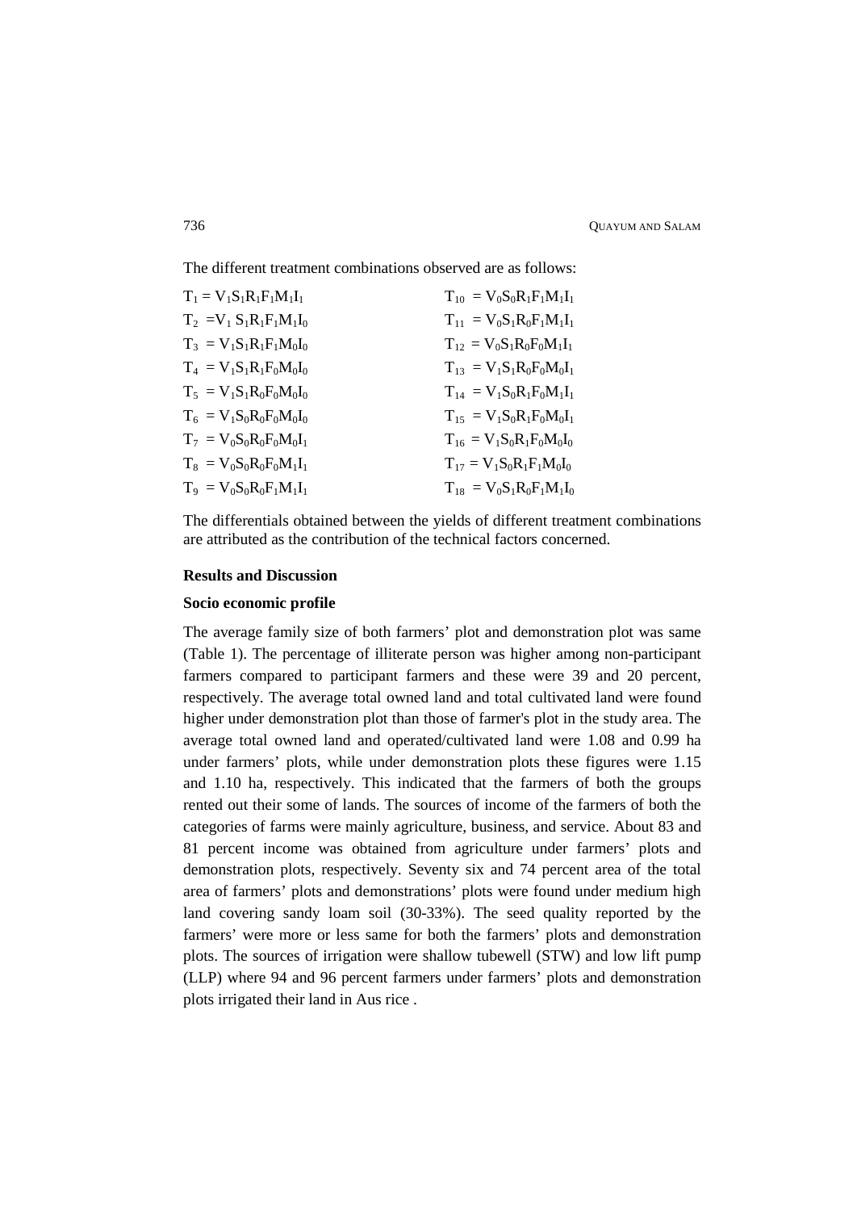The different treatment combinations observed are as follows:

| | |
|---|---|
| $T_1 = V_1S_1R_1F_1M_1I_1$ | $T_{10} = V_0S_0R_1F_1M_1I_1$ |
| $T_2 = V_1 S_1R_1F_1M_1I_0$ | $T_{11} = V_0S_1R_0F_1M_1I_1$ |
| $T_3 = V_1S_1R_1F_1M_0I_0$ | $T_{12} = V_0S_1R_0F_0M_1I_1$ |
| $T_4 = V_1S_1R_1F_0M_0I_0$ | $T_{13} = V_1S_1R_0F_0M_0I_1$ |
| $T_5 = V_1S_1R_0F_0M_0I_0$ | $T_{14} = V_1S_0R_1F_0M_1I_1$ |
| $T_6 = V_1S_0R_0F_0M_0I_0$ | $T_{15} = V_1S_0R_1F_0M_0I_1$ |
| $T_7 = V_0S_0R_0F_0M_0I_1$ | $T_{16} = V_1S_0R_1F_0M_0I_0$ |
| $T_8 = V_0S_0R_0F_0M_1I_1$ | $T_{17} = V_1S_0R_1F_1M_0I_0$ |
| $T_9 = V_0S_0R_0F_1M_1I_1$ | $T_{18} = V_0S_1R_0F_1M_1I_0$ |

The differentials obtained between the yields of different treatment combinations are attributed as the contribution of the technical factors concerned.

## Results and Discussion

### Socio economic profile

The average family size of both farmers' plot and demonstration plot was same (Table 1). The percentage of illiterate person was higher among non-participant farmers compared to participant farmers and these were 39 and 20 percent, respectively. The average total owned land and total cultivated land were found higher under demonstration plot than those of farmer's plot in the study area. The average total owned land and operated/cultivated land were 1.08 and 0.99 ha under farmers' plots, while under demonstration plots these figures were 1.15 and 1.10 ha, respectively. This indicated that the farmers of both the groups rented out their some of lands. The sources of income of the farmers of both the categories of farms were mainly agriculture, business, and service. About 83 and 81 percent income was obtained from agriculture under farmers' plots and demonstration plots, respectively. Seventy six and 74 percent area of the total area of farmers' plots and demonstrations' plots were found under medium high land covering sandy loam soil (30-33%). The seed quality reported by the farmers' were more or less same for both the farmers' plots and demonstration plots. The sources of irrigation were shallow tubewell (STW) and low lift pump (LLP) where 94 and 96 percent farmers under farmers' plots and demonstration plots irrigated their land in Aus rice .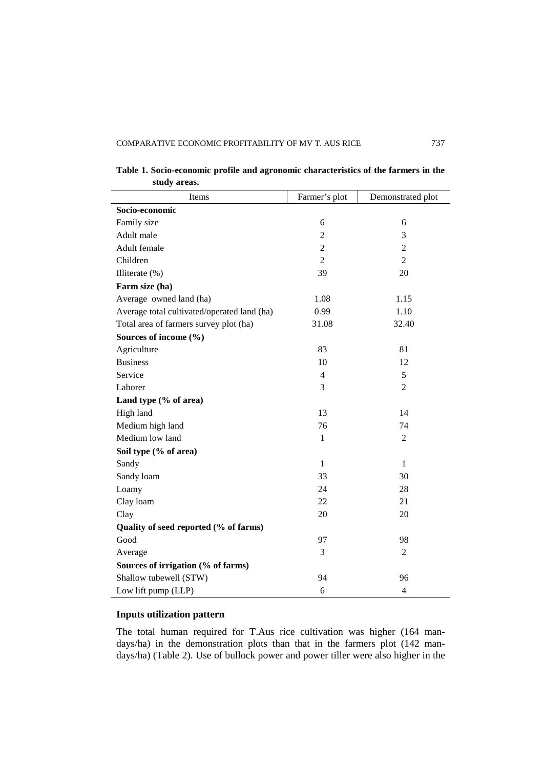**Table 1. Socio-economic profile and agronomic characteristics of the farmers in the study areas.**

| Items | Farmer's plot | Demonstrated plot |
|---|---|---|
| **Socio-economic** | | |
| Family size | 6 | 6 |
| Adult male | 2 | 3 |
| Adult female | 2 | 2 |
| Children | 2 | 2 |
| Illiterate (%) | 39 | 20 |
| **Farm size (ha)** | | |
| Average owned land (ha) | 1.08 | 1.15 |
| Average total cultivated/operated land (ha) | 0.99 | 1.10 |
| Total area of farmers survey plot (ha) | 31.08 | 32.40 |
| **Sources of income (%)** | | |
| Agriculture | 83 | 81 |
| Business | 10 | 12 |
| Service | 4 | 5 |
| Laborer | 3 | 2 |
| **Land type (% of area)** | | |
| High land | 13 | 14 |
| Medium high land | 76 | 74 |
| Medium low land | 1 | 2 |
| **Soil type (% of area)** | | |
| Sandy | 1 | 1 |
| Sandy loam | 33 | 30 |
| Loamy | 24 | 28 |
| Clay loam | 22 | 21 |
| Clay | 20 | 20 |
| **Quality of seed reported (% of farms)** | | |
| Good | 97 | 98 |
| Average | 3 | 2 |
| **Sources of irrigation (% of farms)** | | |
| Shallow tubewell (STW) | 94 | 96 |
| Low lift pump (LLP) | 6 | 4 |

### Inputs utilization pattern

The total human required for T.Aus rice cultivation was higher (164 man-days/ha) in the demonstration plots than that in the farmers plot (142 man-days/ha) (Table 2). Use of bullock power and power tiller were also higher in the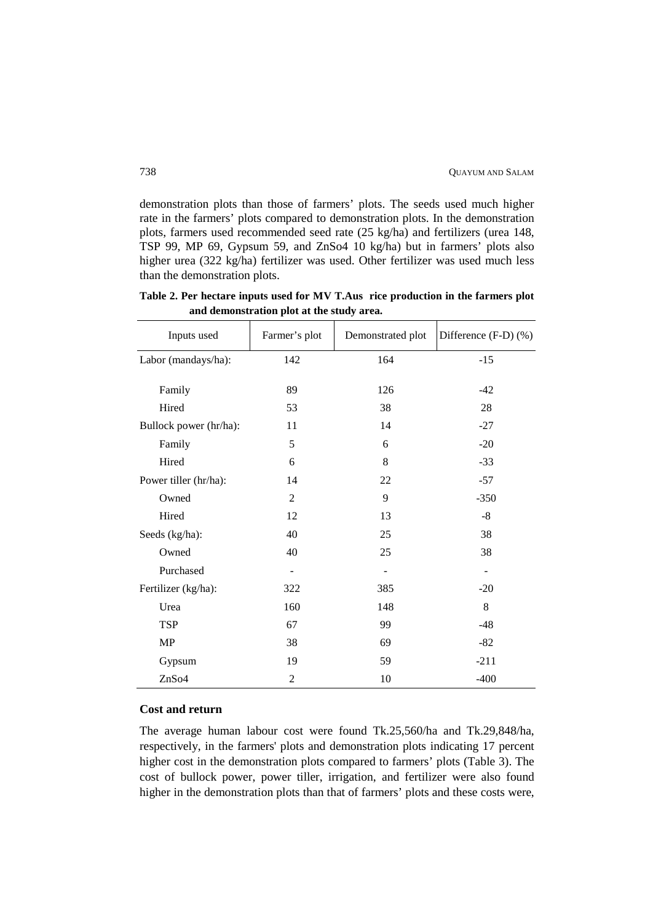demonstration plots than those of farmers' plots. The seeds used much higher rate in the farmers' plots compared to demonstration plots. In the demonstration plots, farmers used recommended seed rate (25 kg/ha) and fertilizers (urea 148, TSP 99, MP 69, Gypsum 59, and ZnSo4 10 kg/ha) but in farmers' plots also higher urea (322 kg/ha) fertilizer was used. Other fertilizer was used much less than the demonstration plots.

**Table 2. Per hectare inputs used for MV T.Aus rice production in the farmers plot and demonstration plot at the study area.**

| Inputs used | Farmer's plot | Demonstrated plot | Difference (F-D) (%) |
|---|---|---|---|
| Labor (mandays/ha): | 142 | 164 | -15 |
| Family | 89 | 126 | -42 |
| Hired | 53 | 38 | 28 |
| Bullock power (hr/ha): | 11 | 14 | -27 |
| Family | 5 | 6 | -20 |
| Hired | 6 | 8 | -33 |
| Power tiller (hr/ha): | 14 | 22 | -57 |
| Owned | 2 | 9 | -350 |
| Hired | 12 | 13 | -8 |
| Seeds (kg/ha): | 40 | 25 | 38 |
| Owned | 40 | 25 | 38 |
| Purchased | - | - | - |
| Fertilizer (kg/ha): | 322 | 385 | -20 |
| Urea | 160 | 148 | 8 |
| TSP | 67 | 99 | -48 |
| MP | 38 | 69 | -82 |
| Gypsum | 19 | 59 | -211 |
| ZnSo4 | 2 | 10 | -400 |

**Cost and return**

The average human labour cost were found Tk.25,560/ha and Tk.29,848/ha, respectively, in the farmers' plots and demonstration plots indicating 17 percent higher cost in the demonstration plots compared to farmers' plots (Table 3). The cost of bullock power, power tiller, irrigation, and fertilizer were also found higher in the demonstration plots than that of farmers' plots and these costs were,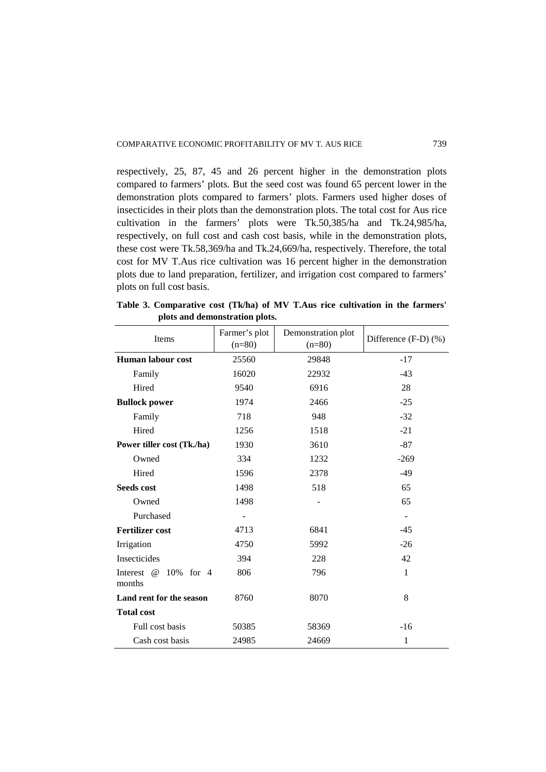respectively, 25, 87, 45 and 26 percent higher in the demonstration plots compared to farmers' plots. But the seed cost was found 65 percent lower in the demonstration plots compared to farmers' plots. Farmers used higher doses of insecticides in their plots than the demonstration plots. The total cost for Aus rice cultivation in the farmers' plots were Tk.50,385/ha and Tk.24,985/ha, respectively, on full cost and cash cost basis, while in the demonstration plots, these cost were Tk.58,369/ha and Tk.24,669/ha, respectively. Therefore, the total cost for MV T.Aus rice cultivation was 16 percent higher in the demonstration plots due to land preparation, fertilizer, and irrigation cost compared to farmers' plots on full cost basis.

**Table 3. Comparative cost (Tk/ha) of MV T.Aus rice cultivation in the farmers' plots and demonstration plots.**

| Items | Farmer's plot (n=80) | Demonstration plot (n=80) | Difference (F-D) (%) |
|---|---|---|---|
| **Human labour cost** | 25560 | 29848 | -17 |
| Family | 16020 | 22932 | -43 |
| Hired | 9540 | 6916 | 28 |
| **Bullock power** | 1974 | 2466 | -25 |
| Family | 718 | 948 | -32 |
| Hired | 1256 | 1518 | -21 |
| **Power tiller cost (Tk./ha)** | 1930 | 3610 | -87 |
| Owned | 334 | 1232 | -269 |
| Hired | 1596 | 2378 | -49 |
| **Seeds cost** | 1498 | 518 | 65 |
| Owned | 1498 | - | 65 |
| Purchased | - | | - |
| **Fertilizer cost** | 4713 | 6841 | -45 |
| Irrigation | 4750 | 5992 | -26 |
| Insecticides | 394 | 228 | 42 |
| Interest @ 10% for 4 months | 806 | 796 | 1 |
| **Land rent for the season** | 8760 | 8070 | 8 |
| **Total cost** | | | |
| Full cost basis | 50385 | 58369 | -16 |
| Cash cost basis | 24985 | 24669 | 1 |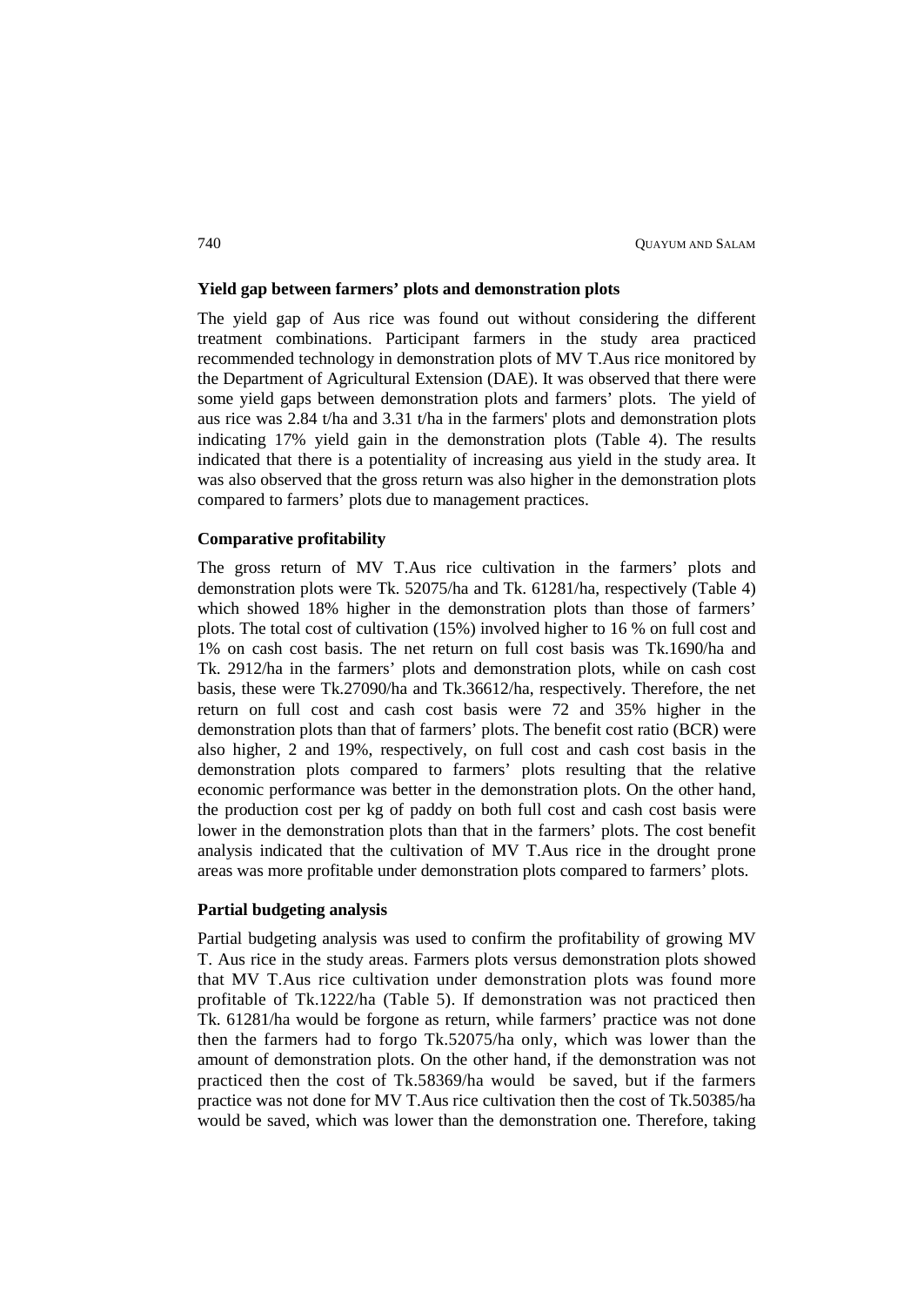### Yield gap between farmers' plots and demonstration plots

The yield gap of Aus rice was found out without considering the different treatment combinations. Participant farmers in the study area practiced recommended technology in demonstration plots of MV T.Aus rice monitored by the Department of Agricultural Extension (DAE). It was observed that there were some yield gaps between demonstration plots and farmers' plots. The yield of aus rice was 2.84 t/ha and 3.31 t/ha in the farmers' plots and demonstration plots indicating 17% yield gain in the demonstration plots (Table 4). The results indicated that there is a potentiality of increasing aus yield in the study area. It was also observed that the gross return was also higher in the demonstration plots compared to farmers' plots due to management practices.

### Comparative profitability

The gross return of MV T.Aus rice cultivation in the farmers' plots and demonstration plots were Tk. 52075/ha and Tk. 61281/ha, respectively (Table 4) which showed 18% higher in the demonstration plots than those of farmers' plots. The total cost of cultivation (15%) involved higher to 16 % on full cost and 1% on cash cost basis. The net return on full cost basis was Tk.1690/ha and Tk. 2912/ha in the farmers' plots and demonstration plots, while on cash cost basis, these were Tk.27090/ha and Tk.36612/ha, respectively. Therefore, the net return on full cost and cash cost basis were 72 and 35% higher in the demonstration plots than that of farmers' plots. The benefit cost ratio (BCR) were also higher, 2 and 19%, respectively, on full cost and cash cost basis in the demonstration plots compared to farmers' plots resulting that the relative economic performance was better in the demonstration plots. On the other hand, the production cost per kg of paddy on both full cost and cash cost basis were lower in the demonstration plots than that in the farmers' plots. The cost benefit analysis indicated that the cultivation of MV T.Aus rice in the drought prone areas was more profitable under demonstration plots compared to farmers' plots.

### Partial budgeting analysis

Partial budgeting analysis was used to confirm the profitability of growing MV T. Aus rice in the study areas. Farmers plots versus demonstration plots showed that MV T.Aus rice cultivation under demonstration plots was found more profitable of Tk.1222/ha (Table 5). If demonstration was not practiced then Tk. 61281/ha would be forgone as return, while farmers' practice was not done then the farmers had to forgo Tk.52075/ha only, which was lower than the amount of demonstration plots. On the other hand, if the demonstration was not practiced then the cost of Tk.58369/ha would be saved, but if the farmers practice was not done for MV T.Aus rice cultivation then the cost of Tk.50385/ha would be saved, which was lower than the demonstration one. Therefore, taking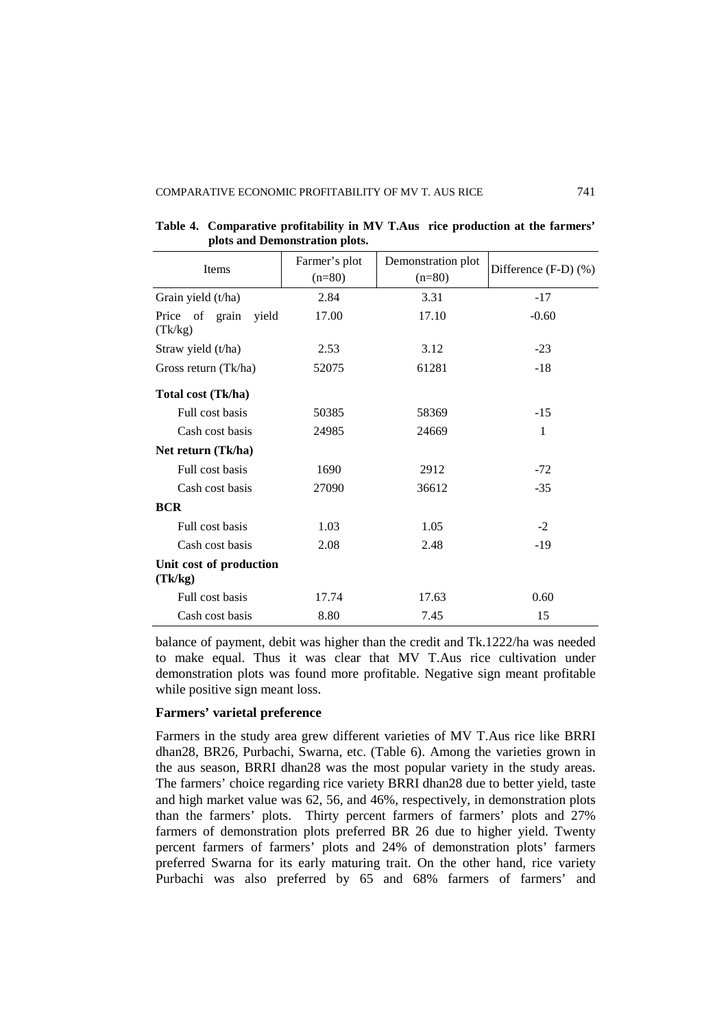**Table 4. Comparative profitability in MV T.Aus rice production at the farmers' plots and Demonstration plots.**

| Items | Farmer's plot (n=80) | Demonstration plot (n=80) | Difference (F-D) (%) |
|---|---|---|---|
| Grain yield (t/ha) | 2.84 | 3.31 | -17 |
| Price of grain yield (Tk/kg) | 17.00 | 17.10 | -0.60 |
| Straw yield (t/ha) | 2.53 | 3.12 | -23 |
| Gross return (Tk/ha) | 52075 | 61281 | -18 |
| **Total cost (Tk/ha)** | | | |
| Full cost basis | 50385 | 58369 | -15 |
| Cash cost basis | 24985 | 24669 | 1 |
| **Net return (Tk/ha)** | | | |
| Full cost basis | 1690 | 2912 | -72 |
| Cash cost basis | 27090 | 36612 | -35 |
| **BCR** | | | |
| Full cost basis | 1.03 | 1.05 | -2 |
| Cash cost basis | 2.08 | 2.48 | -19 |
| **Unit cost of production (Tk/kg)** | | | |
| Full cost basis | 17.74 | 17.63 | 0.60 |
| Cash cost basis | 8.80 | 7.45 | 15 |

balance of payment, debit was higher than the credit and Tk.1222/ha was needed to make equal. Thus it was clear that MV T.Aus rice cultivation under demonstration plots was found more profitable. Negative sign meant profitable while positive sign meant loss.

**Farmers' varietal preference**

Farmers in the study area grew different varieties of MV T.Aus rice like BRRI dhan28, BR26, Purbachi, Swarna, etc. (Table 6). Among the varieties grown in the aus season, BRRI dhan28 was the most popular variety in the study areas. The farmers' choice regarding rice variety BRRI dhan28 due to better yield, taste and high market value was 62, 56, and 46%, respectively, in demonstration plots than the farmers' plots. Thirty percent farmers of farmers' plots and 27% farmers of demonstration plots preferred BR 26 due to higher yield. Twenty percent farmers of farmers' plots and 24% of demonstration plots' farmers preferred Swarna for its early maturing trait. On the other hand, rice variety Purbachi was also preferred by 65 and 68% farmers of farmers' and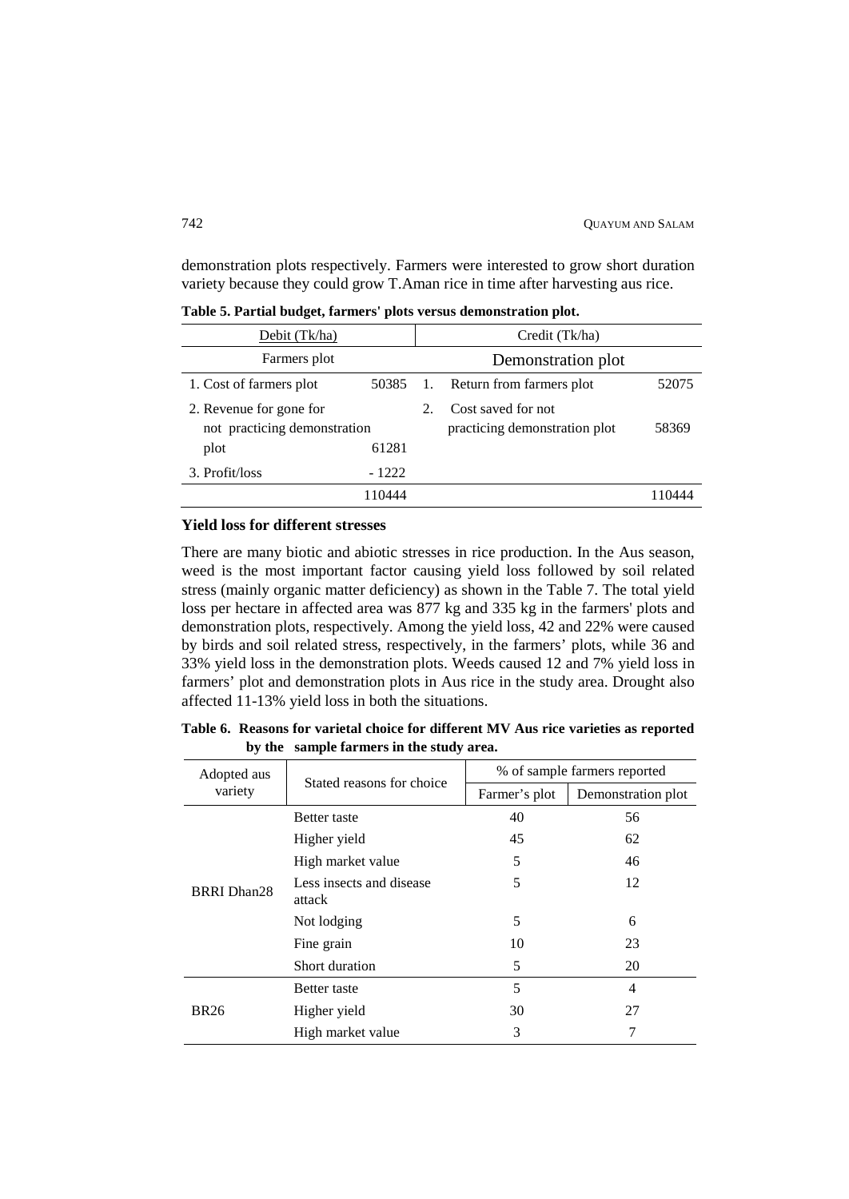demonstration plots respectively. Farmers were interested to grow short duration variety because they could grow T.Aman rice in time after harvesting aus rice.

**Table 5. Partial budget, farmers' plots versus demonstration plot.**

| Debit (Tk/ha) | | Credit (Tk/ha) | |
|---|---|---|---|
| Farmers plot | | Demonstration plot | |
| 1. Cost of farmers plot | 50385 | 1. Return from farmers plot | 52075 |
| 2. Revenue for gone for not practicing demonstration plot | 61281 | 2. Cost saved for not practicing demonstration plot | 58369 |
| 3. Profit/loss | - 1222 | | |
| | 110444 | | 110444 |

**Yield loss for different stresses**

There are many biotic and abiotic stresses in rice production. In the Aus season, weed is the most important factor causing yield loss followed by soil related stress (mainly organic matter deficiency) as shown in the Table 7. The total yield loss per hectare in affected area was 877 kg and 335 kg in the farmers' plots and demonstration plots, respectively. Among the yield loss, 42 and 22% were caused by birds and soil related stress, respectively, in the farmers' plots, while 36 and 33% yield loss in the demonstration plots. Weeds caused 12 and 7% yield loss in farmers' plot and demonstration plots in Aus rice in the study area. Drought also affected 11-13% yield loss in both the situations.

**Table 6. Reasons for varietal choice for different MV Aus rice varieties as reported by the sample farmers in the study area.**

| Adopted aus variety | Stated reasons for choice | % of sample farmers reported | |
|---|---|---|---|
| | | Farmer's plot | Demonstration plot |
| BRRI Dhan28 | Better taste | 40 | 56 |
| | Higher yield | 45 | 62 |
| | High market value | 5 | 46 |
| | Less insects and disease attack | 5 | 12 |
| | Not lodging | 5 | 6 |
| | Fine grain | 10 | 23 |
| | Short duration | 5 | 20 |
| BR26 | Better taste | 5 | 4 |
| | Higher yield | 30 | 27 |
| | High market value | 3 | 7 |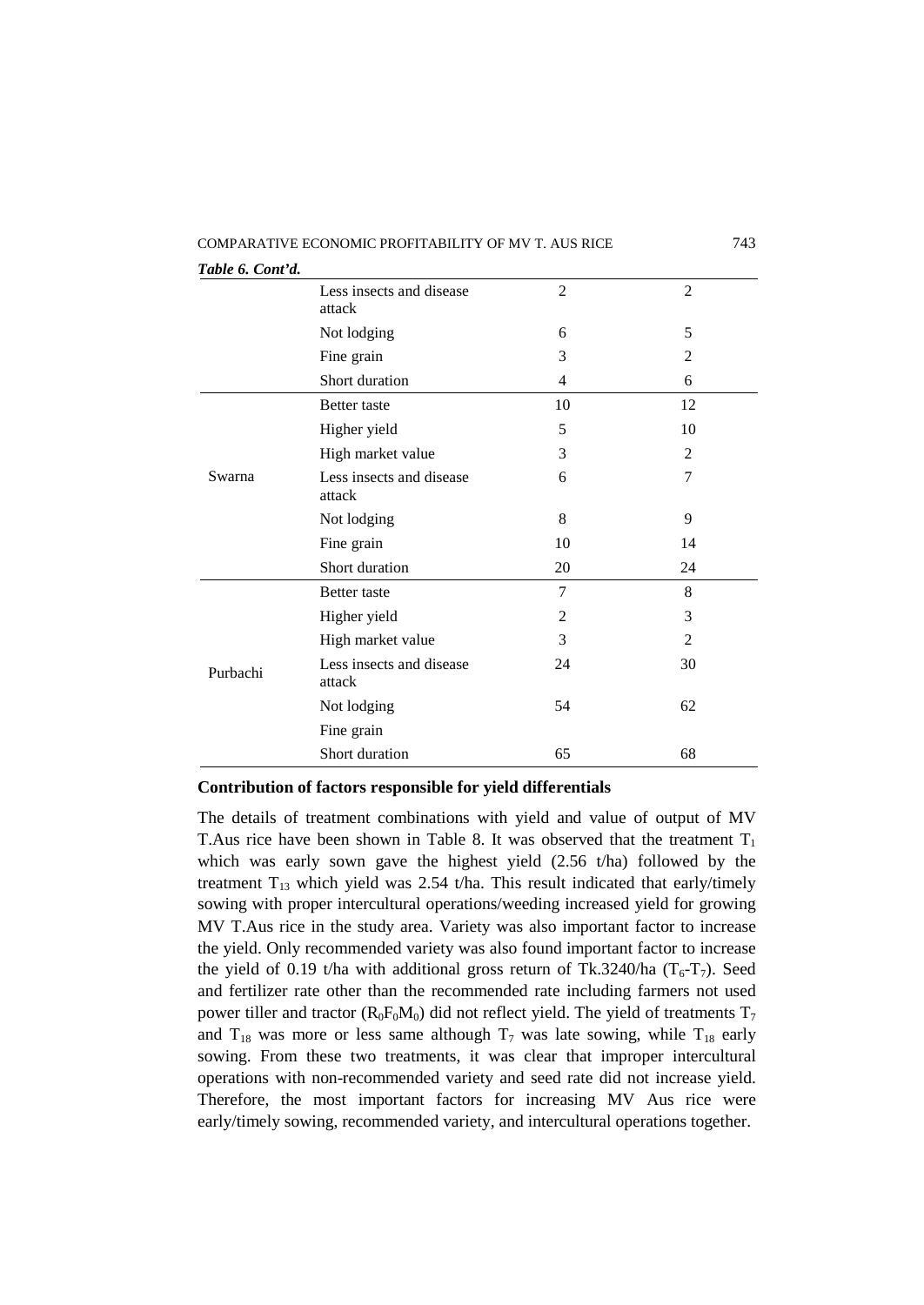*Table 6. Cont'd.*

| | | | |
|---|---|---|---|
| | Less insects and disease attack | 2 | 2 |
| | Not lodging | 6 | 5 |
| | Fine grain | 3 | 2 |
| | Short duration | 4 | 6 |
| Swarna | Better taste | 10 | 12 |
| | Higher yield | 5 | 10 |
| | High market value | 3 | 2 |
| | Less insects and disease attack | 6 | 7 |
| | Not lodging | 8 | 9 |
| | Fine grain | 10 | 14 |
| | Short duration | 20 | 24 |
| Purbachi | Better taste | 7 | 8 |
| | Higher yield | 2 | 3 |
| | High market value | 3 | 2 |
| | Less insects and disease attack | 24 | 30 |
| | Not lodging | 54 | 62 |
| | Fine grain | | |
| | Short duration | 65 | 68 |

**Contribution of factors responsible for yield differentials**

The details of treatment combinations with yield and value of output of MV T.Aus rice have been shown in Table 8. It was observed that the treatment $T_1$ which was early sown gave the highest yield (2.56 t/ha) followed by the treatment $T_{13}$ which yield was 2.54 t/ha. This result indicated that early/timely sowing with proper intercultural operations/weeding increased yield for growing MV T.Aus rice in the study area. Variety was also important factor to increase the yield. Only recommended variety was also found important factor to increase the yield of 0.19 t/ha with additional gross return of Tk.3240/ha ($T_6$-$T_7$). Seed and fertilizer rate other than the recommended rate including farmers not used power tiller and tractor ($R_0F_0M_0$) did not reflect yield. The yield of treatments $T_7$ and $T_{18}$ was more or less same although $T_7$ was late sowing, while $T_{18}$ early sowing. From these two treatments, it was clear that improper intercultural operations with non-recommended variety and seed rate did not increase yield. Therefore, the most important factors for increasing MV Aus rice were early/timely sowing, recommended variety, and intercultural operations together.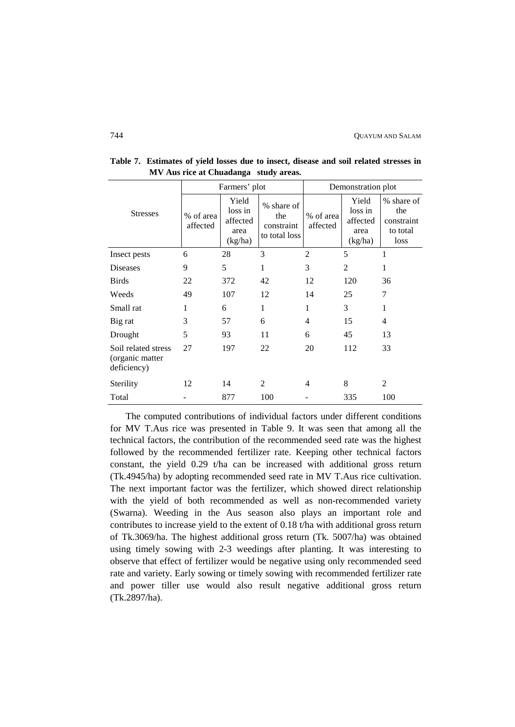**Table 7. Estimates of yield losses due to insect, disease and soil related stresses in MV Aus rice at Chuadanga study areas.**

| Stresses | Farmers' plot | | | Demonstration plot | | |
|---|---|---|---|---|---|---|
| | % of area affected | Yield loss in affected area (kg/ha) | % share of the constraint to total loss | % of area affected | Yield loss in affected area (kg/ha) | % share of the constraint to total loss |
| Insect pests | 6 | 28 | 3 | 2 | 5 | 1 |
| Diseases | 9 | 5 | 1 | 3 | 2 | 1 |
| Birds | 22 | 372 | 42 | 12 | 120 | 36 |
| Weeds | 49 | 107 | 12 | 14 | 25 | 7 |
| Small rat | 1 | 6 | 1 | 1 | 3 | 1 |
| Big rat | 3 | 57 | 6 | 4 | 15 | 4 |
| Drought | 5 | 93 | 11 | 6 | 45 | 13 |
| Soil related stress (organic matter deficiency) | 27 | 197 | 22 | 20 | 112 | 33 |
| Sterility | 12 | 14 | 2 | 4 | 8 | 2 |
| Total | - | 877 | 100 | - | 335 | 100 |

The computed contributions of individual factors under different conditions for MV T.Aus rice was presented in Table 9. It was seen that among all the technical factors, the contribution of the recommended seed rate was the highest followed by the recommended fertilizer rate. Keeping other technical factors constant, the yield 0.29 t/ha can be increased with additional gross return (Tk.4945/ha) by adopting recommended seed rate in MV T.Aus rice cultivation. The next important factor was the fertilizer, which showed direct relationship with the yield of both recommended as well as non-recommended variety (Swarna). Weeding in the Aus season also plays an important role and contributes to increase yield to the extent of 0.18 t/ha with additional gross return of Tk.3069/ha. The highest additional gross return (Tk. 5007/ha) was obtained using timely sowing with 2-3 weedings after planting. It was interesting to observe that effect of fertilizer would be negative using only recommended seed rate and variety. Early sowing or timely sowing with recommended fertilizer rate and power tiller use would also result negative additional gross return (Tk.2897/ha).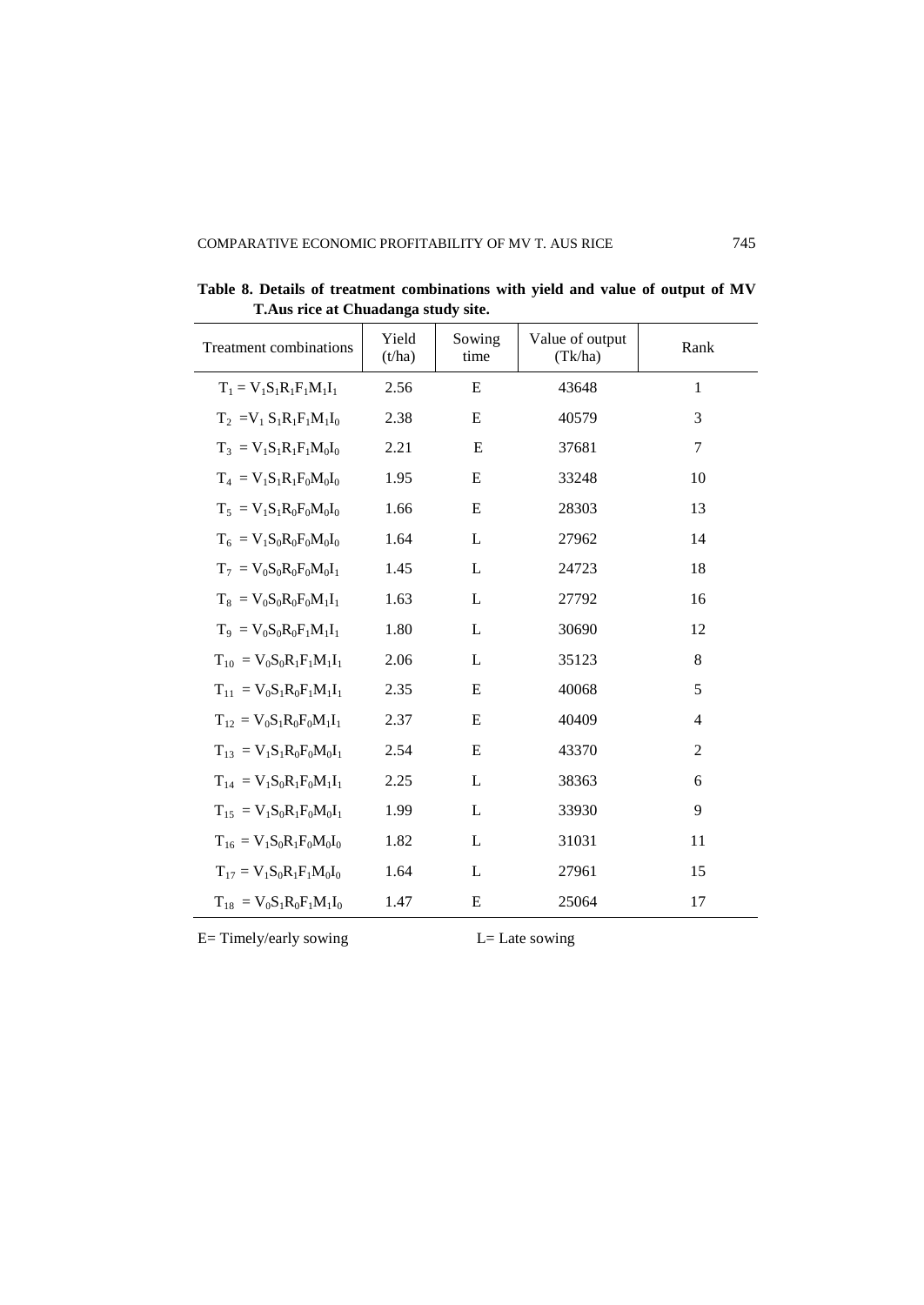**Table 8. Details of treatment combinations with yield and value of output of MV T.Aus rice at Chuadanga study site.**

| Treatment combinations | Yield (t/ha) | Sowing time | Value of output (Tk/ha) | Rank |
|---|---|---|---|---|
| $T_1 = V_1S_1R_1F_1M_1I_1$ | 2.56 | E | 43648 | 1 |
| $T_2 = V_1 S_1R_1F_1M_1I_0$ | 2.38 | E | 40579 | 3 |
| $T_3 = V_1S_1R_1F_1M_0I_0$ | 2.21 | E | 37681 | 7 |
| $T_4 = V_1S_1R_1F_0M_0I_0$ | 1.95 | E | 33248 | 10 |
| $T_5 = V_1S_1R_0F_0M_0I_0$ | 1.66 | E | 28303 | 13 |
| $T_6 = V_1S_0R_0F_0M_0I_0$ | 1.64 | L | 27962 | 14 |
| $T_7 = V_0S_0R_0F_0M_0I_1$ | 1.45 | L | 24723 | 18 |
| $T_8 = V_0S_0R_0F_0M_1I_1$ | 1.63 | L | 27792 | 16 |
| $T_9 = V_0S_0R_0F_1M_1I_1$ | 1.80 | L | 30690 | 12 |
| $T_{10} = V_0S_0R_1F_1M_1I_1$ | 2.06 | L | 35123 | 8 |
| $T_{11} = V_0S_1R_0F_1M_1I_1$ | 2.35 | E | 40068 | 5 |
| $T_{12} = V_0S_1R_0F_0M_1I_1$ | 2.37 | E | 40409 | 4 |
| $T_{13} = V_1S_1R_0F_0M_0I_1$ | 2.54 | E | 43370 | 2 |
| $T_{14} = V_1S_0R_1F_0M_1I_1$ | 2.25 | L | 38363 | 6 |
| $T_{15} = V_1S_0R_1F_0M_0I_1$ | 1.99 | L | 33930 | 9 |
| $T_{16} = V_1S_0R_1F_0M_0I_0$ | 1.82 | L | 31031 | 11 |
| $T_{17} = V_1S_0R_1F_1M_0I_0$ | 1.64 | L | 27961 | 15 |
| $T_{18} = V_0S_1R_0F_1M_1I_0$ | 1.47 | E | 25064 | 17 |

E= Timely/early sowing L= Late sowing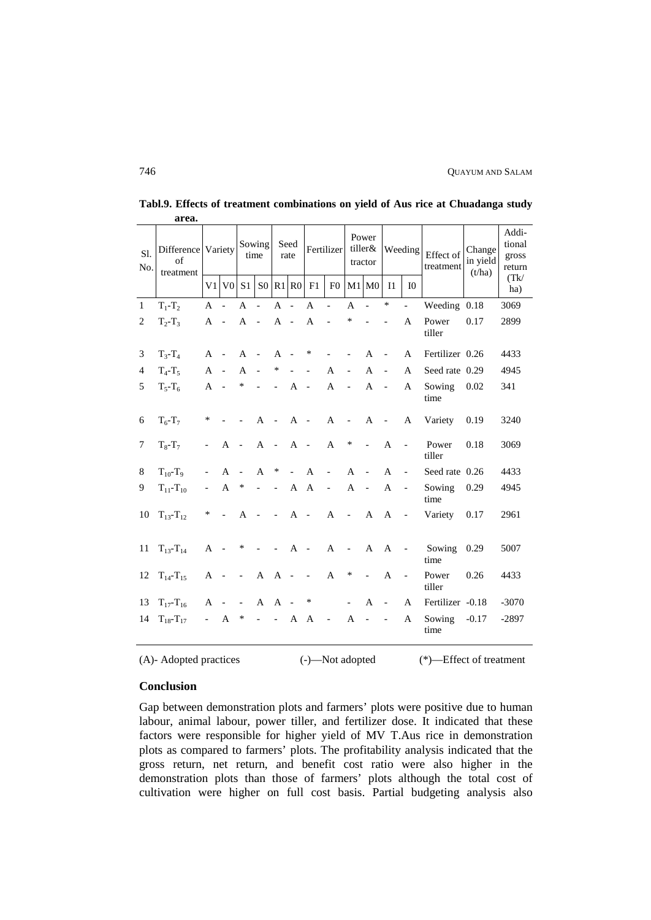**Tabl.9. Effects of treatment combinations on yield of Aus rice at Chuadanga study area.**

| Sl. No. | Difference of treatment | Variety | | Sowing time | | Seed rate | | Fertilizer | | Power tiller& tractor | | Weeding | | Effect of treatment | Change in yield (t/ha) | Additional gross return (Tk/ ha) |
|---|---|---|---|---|---|---|---|---|---|---|---|---|---|---|---|---|
| | | V1 | V0 | S1 | S0 | R1 | R0 | F1 | F0 | M1 | M0 | I1 | I0 | | | |
| 1 | $T_1$-$T_2$ | A | - | A | - | A | - | A | - | A | - | * | - | Weeding | 0.18 | 3069 |
| 2 | $T_2$-$T_3$ | A | - | A | - | A | - | A | - | * | - | - | A | Power tiller | 0.17 | 2899 |
| 3 | $T_3$-$T_4$ | A | - | A | - | A | - | * | - | - | A | - | A | Fertilizer | 0.26 | 4433 |
| 4 | $T_4$-$T_5$ | A | - | A | - | * | - | - | A | - | A | - | A | Seed rate | 0.29 | 4945 |
| 5 | $T_5$-$T_6$ | A | - | * | - | - | A | - | A | - | A | - | A | Sowing time | 0.02 | 341 |
| 6 | $T_6$-$T_7$ | * | - | - | A | - | A | - | A | - | A | - | A | Variety | 0.19 | 3240 |
| 7 | $T_8$-$T_7$ | - | A | - | A | - | A | - | A | * | - | A | - | Power tiller | 0.18 | 3069 |
| 8 | $T_{10}$-$T_9$ | - | A | - | A | * | - | A | - | A | - | A | - | Seed rate | 0.26 | 4433 |
| 9 | $T_{11}$-$T_{10}$ | - | A | * | - | - | A | A | - | A | - | A | - | Sowing time | 0.29 | 4945 |
| 10 | $T_{13}$-$T_{12}$ | * | - | A | - | - | A | - | A | - | A | A | - | Variety | 0.17 | 2961 |
| 11 | $T_{13}$-$T_{14}$ | A | - | * | - | - | A | - | A | - | A | A | - | Sowing time | 0.29 | 5007 |
| 12 | $T_{14}$-$T_{15}$ | A | - | - | A | A | - | - | A | * | - | A | - | Power tiller | 0.26 | 4433 |
| 13 | $T_{17}$-$T_{16}$ | A | - | - | A | A | - | * | | - | A | - | A | Fertilizer | -0.18 | -3070 |
| 14 | $T_{18}$-$T_{17}$ | - | A | * | - | - | A | A | - | A | - | - | A | Sowing time | -0.17 | -2897 |

(A)- Adopted practices (-)—Not adopted (*)—Effect of treatment

## Conclusion

Gap between demonstration plots and farmers' plots were positive due to human labour, animal labour, power tiller, and fertilizer dose. It indicated that these factors were responsible for higher yield of MV T.Aus rice in demonstration plots as compared to farmers' plots. The profitability analysis indicated that the gross return, net return, and benefit cost ratio were also higher in the demonstration plots than those of farmers' plots although the total cost of cultivation were higher on full cost basis. Partial budgeting analysis also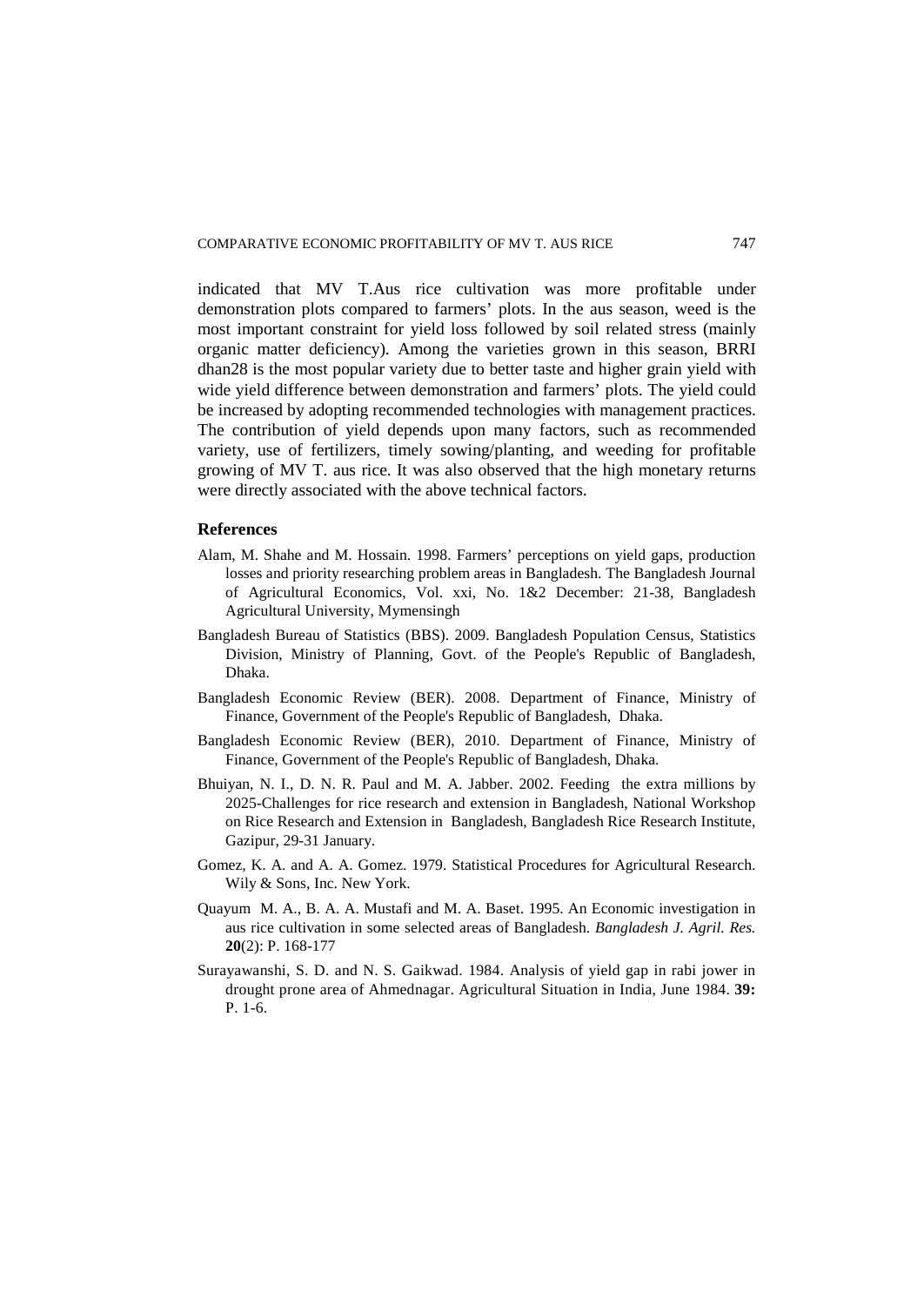indicated that MV T.Aus rice cultivation was more profitable under demonstration plots compared to farmers' plots. In the aus season, weed is the most important constraint for yield loss followed by soil related stress (mainly organic matter deficiency). Among the varieties grown in this season, BRRI dhan28 is the most popular variety due to better taste and higher grain yield with wide yield difference between demonstration and farmers' plots. The yield could be increased by adopting recommended technologies with management practices. The contribution of yield depends upon many factors, such as recommended variety, use of fertilizers, timely sowing/planting, and weeding for profitable growing of MV T. aus rice. It was also observed that the high monetary returns were directly associated with the above technical factors.

## References

Alam, M. Shahe and M. Hossain. 1998. Farmers' perceptions on yield gaps, production losses and priority researching problem areas in Bangladesh. The Bangladesh Journal of Agricultural Economics, Vol. xxi, No. 1&2 December: 21-38, Bangladesh Agricultural University, Mymensingh

Bangladesh Bureau of Statistics (BBS). 2009. Bangladesh Population Census, Statistics Division, Ministry of Planning, Govt. of the People's Republic of Bangladesh, Dhaka.

Bangladesh Economic Review (BER). 2008. Department of Finance, Ministry of Finance, Government of the People's Republic of Bangladesh, Dhaka.

Bangladesh Economic Review (BER), 2010. Department of Finance, Ministry of Finance, Government of the People's Republic of Bangladesh, Dhaka.

Bhuiyan, N. I., D. N. R. Paul and M. A. Jabber. 2002. Feeding the extra millions by 2025-Challenges for rice research and extension in Bangladesh, National Workshop on Rice Research and Extension in Bangladesh, Bangladesh Rice Research Institute, Gazipur, 29-31 January.

Gomez, K. A. and A. A. Gomez. 1979. Statistical Procedures for Agricultural Research. Wily & Sons, Inc. New York.

Quayum M. A., B. A. A. Mustafi and M. A. Baset. 1995. An Economic investigation in aus rice cultivation in some selected areas of Bangladesh. *Bangladesh J. Agril. Res.* **20**(2): P. 168-177

Surayawanshi, S. D. and N. S. Gaikwad. 1984. Analysis of yield gap in rabi jower in drought prone area of Ahmednagar. Agricultural Situation in India, June 1984. **39:** P. 1-6.